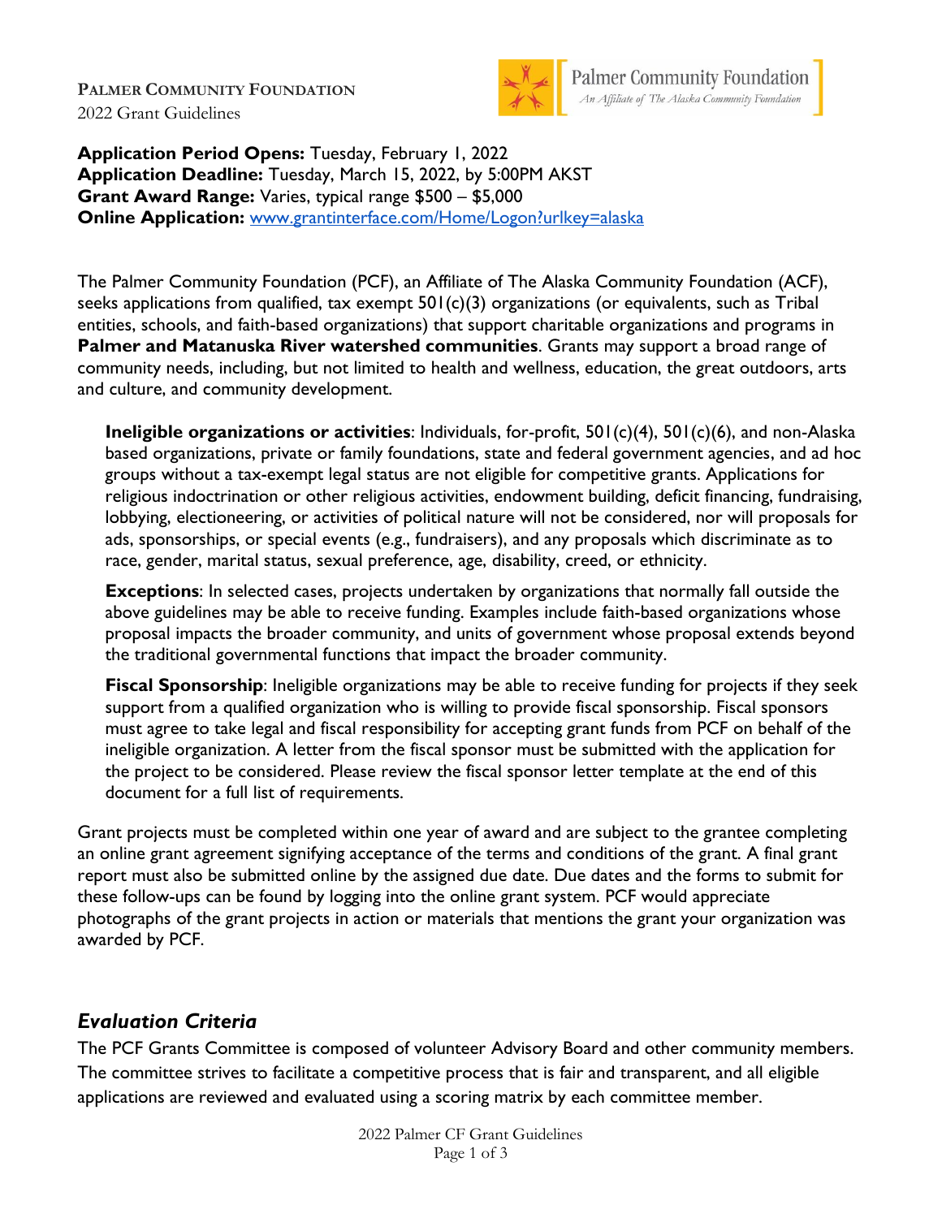**PALMER COMMUNITY FOUNDATION**
2022 Grant Guidelines

Palmer Community Foundation
*An Affiliate of The Alaska Community Foundation*

**Application Period Opens:** Tuesday, February 1, 2022
**Application Deadline:** Tuesday, March 15, 2022, by 5:00PM AKST
**Grant Award Range:** Varies, typical range $500 – $5,000
**Online Application:** [www.grantinterface.com/Home/Logon?urlkey=alaska](www.grantinterface.com/Home/Logon?urlkey=alaska)

The Palmer Community Foundation (PCF), an Affiliate of The Alaska Community Foundation (ACF), seeks applications from qualified, tax exempt 501(c)(3) organizations (or equivalents, such as Tribal entities, schools, and faith-based organizations) that support charitable organizations and programs in **Palmer and Matanuska River watershed communities**. Grants may support a broad range of community needs, including, but not limited to health and wellness, education, the great outdoors, arts and culture, and community development.

> **Ineligible organizations or activities**: Individuals, for-profit, 501(c)(4), 501(c)(6), and non-Alaska based organizations, private or family foundations, state and federal government agencies, and ad hoc groups without a tax-exempt legal status are not eligible for competitive grants. Applications for religious indoctrination or other religious activities, endowment building, deficit financing, fundraising, lobbying, electioneering, or activities of political nature will not be considered, nor will proposals for ads, sponsorships, or special events (e.g., fundraisers), and any proposals which discriminate as to race, gender, marital status, sexual preference, age, disability, creed, or ethnicity.
>
> **Exceptions**: In selected cases, projects undertaken by organizations that normally fall outside the above guidelines may be able to receive funding. Examples include faith-based organizations whose proposal impacts the broader community, and units of government whose proposal extends beyond the traditional governmental functions that impact the broader community.
>
> **Fiscal Sponsorship**: Ineligible organizations may be able to receive funding for projects if they seek support from a qualified organization who is willing to provide fiscal sponsorship. Fiscal sponsors must agree to take legal and fiscal responsibility for accepting grant funds from PCF on behalf of the ineligible organization. A letter from the fiscal sponsor must be submitted with the application for the project to be considered. Please review the fiscal sponsor letter template at the end of this document for a full list of requirements.

Grant projects must be completed within one year of award and are subject to the grantee completing an online grant agreement signifying acceptance of the terms and conditions of the grant. A final grant report must also be submitted online by the assigned due date. Due dates and the forms to submit for these follow-ups can be found by logging into the online grant system. PCF would appreciate photographs of the grant projects in action or materials that mentions the grant your organization was awarded by PCF.

## *Evaluation Criteria*

The PCF Grants Committee is composed of volunteer Advisory Board and other community members. The committee strives to facilitate a competitive process that is fair and transparent, and all eligible applications are reviewed and evaluated using a scoring matrix by each committee member.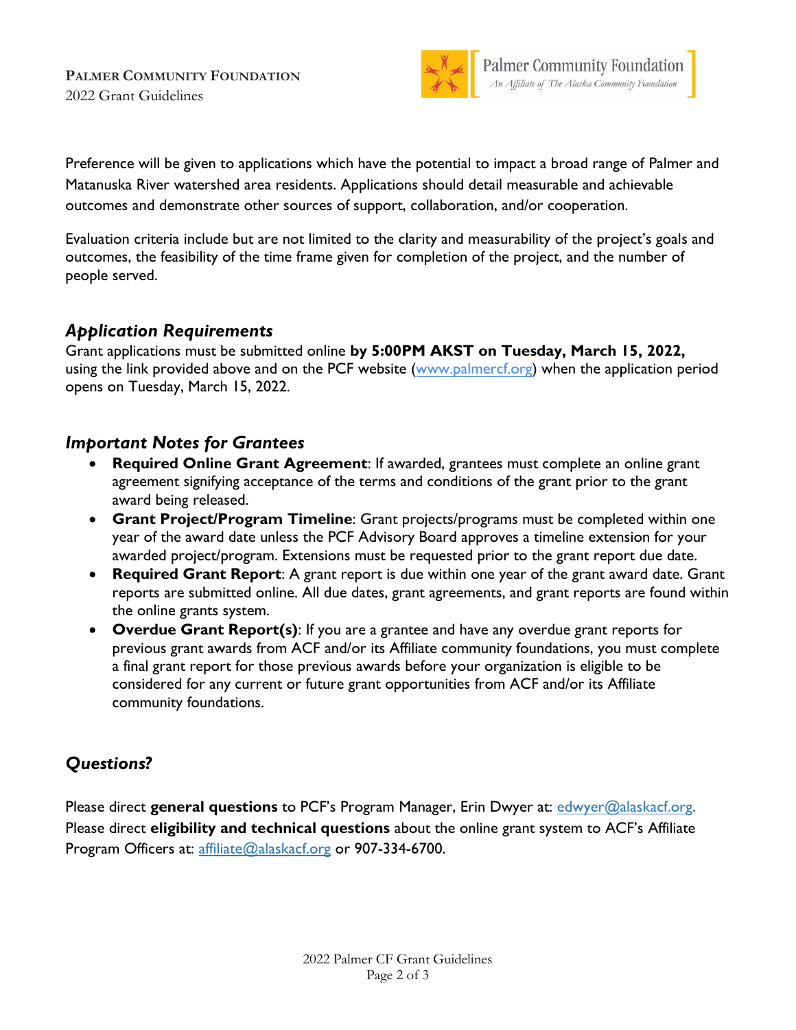Preference will be given to applications which have the potential to impact a broad range of Palmer and Matanuska River watershed area residents. Applications should detail measurable and achievable outcomes and demonstrate other sources of support, collaboration, and/or cooperation.

Evaluation criteria include but are not limited to the clarity and measurability of the project's goals and outcomes, the feasibility of the time frame given for completion of the project, and the number of people served.

## *Application Requirements*

Grant applications must be submitted online **by 5:00PM AKST on Tuesday, March 15, 2022,** using the link provided above and on the PCF website (www.palmercf.org) when the application period opens on Tuesday, March 15, 2022.

## *Important Notes for Grantees*

- **Required Online Grant Agreement**: If awarded, grantees must complete an online grant agreement signifying acceptance of the terms and conditions of the grant prior to the grant award being released.
- **Grant Project/Program Timeline**: Grant projects/programs must be completed within one year of the award date unless the PCF Advisory Board approves a timeline extension for your awarded project/program. Extensions must be requested prior to the grant report due date.
- **Required Grant Report**: A grant report is due within one year of the grant award date. Grant reports are submitted online. All due dates, grant agreements, and grant reports are found within the online grants system.
- **Overdue Grant Report(s)**: If you are a grantee and have any overdue grant reports for previous grant awards from ACF and/or its Affiliate community foundations, you must complete a final grant report for those previous awards before your organization is eligible to be considered for any current or future grant opportunities from ACF and/or its Affiliate community foundations.

## *Questions?*

Please direct **general questions** to PCF's Program Manager, Erin Dwyer at: edwyer@alaskacf.org. Please direct **eligibility and technical questions** about the online grant system to ACF's Affiliate Program Officers at: affiliate@alaskacf.org or 907-334-6700.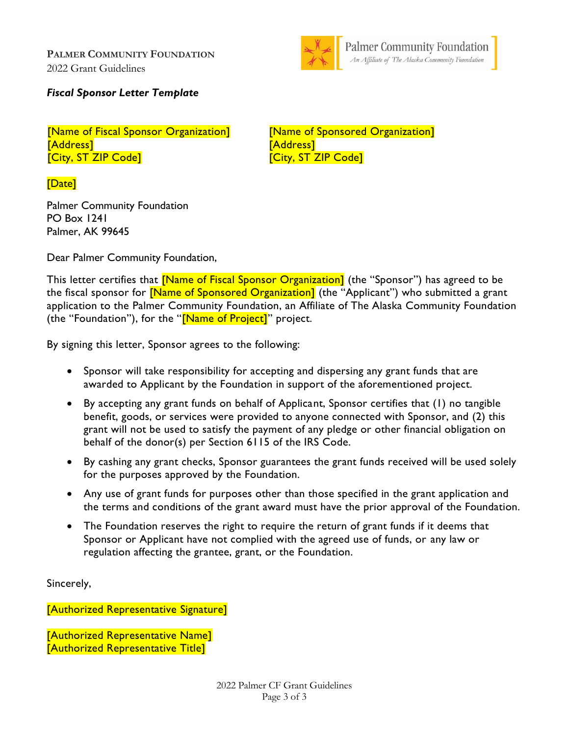**PALMER COMMUNITY FOUNDATION**
2022 Grant Guidelines

***Fiscal Sponsor Letter Template***

[Name of Fiscal Sponsor Organization]
[Address]
[City, ST ZIP Code]

[Name of Sponsored Organization]
[Address]
[City, ST ZIP Code]

[Date]

Palmer Community Foundation
PO Box 1241
Palmer, AK 99645

Dear Palmer Community Foundation,

This letter certifies that [Name of Fiscal Sponsor Organization] (the "Sponsor") has agreed to be the fiscal sponsor for [Name of Sponsored Organization] (the "Applicant") who submitted a grant application to the Palmer Community Foundation, an Affiliate of The Alaska Community Foundation (the "Foundation"), for the "[Name of Project]" project.

By signing this letter, Sponsor agrees to the following:

- Sponsor will take responsibility for accepting and dispersing any grant funds that are awarded to Applicant by the Foundation in support of the aforementioned project.
- By accepting any grant funds on behalf of Applicant, Sponsor certifies that (1) no tangible benefit, goods, or services were provided to anyone connected with Sponsor, and (2) this grant will not be used to satisfy the payment of any pledge or other financial obligation on behalf of the donor(s) per Section 6115 of the IRS Code.
- By cashing any grant checks, Sponsor guarantees the grant funds received will be used solely for the purposes approved by the Foundation.
- Any use of grant funds for purposes other than those specified in the grant application and the terms and conditions of the grant award must have the prior approval of the Foundation.
- The Foundation reserves the right to require the return of grant funds if it deems that Sponsor or Applicant have not complied with the agreed use of funds, or any law or regulation affecting the grantee, grant, or the Foundation.

Sincerely,

[Authorized Representative Signature]

[Authorized Representative Name]
[Authorized Representative Title]